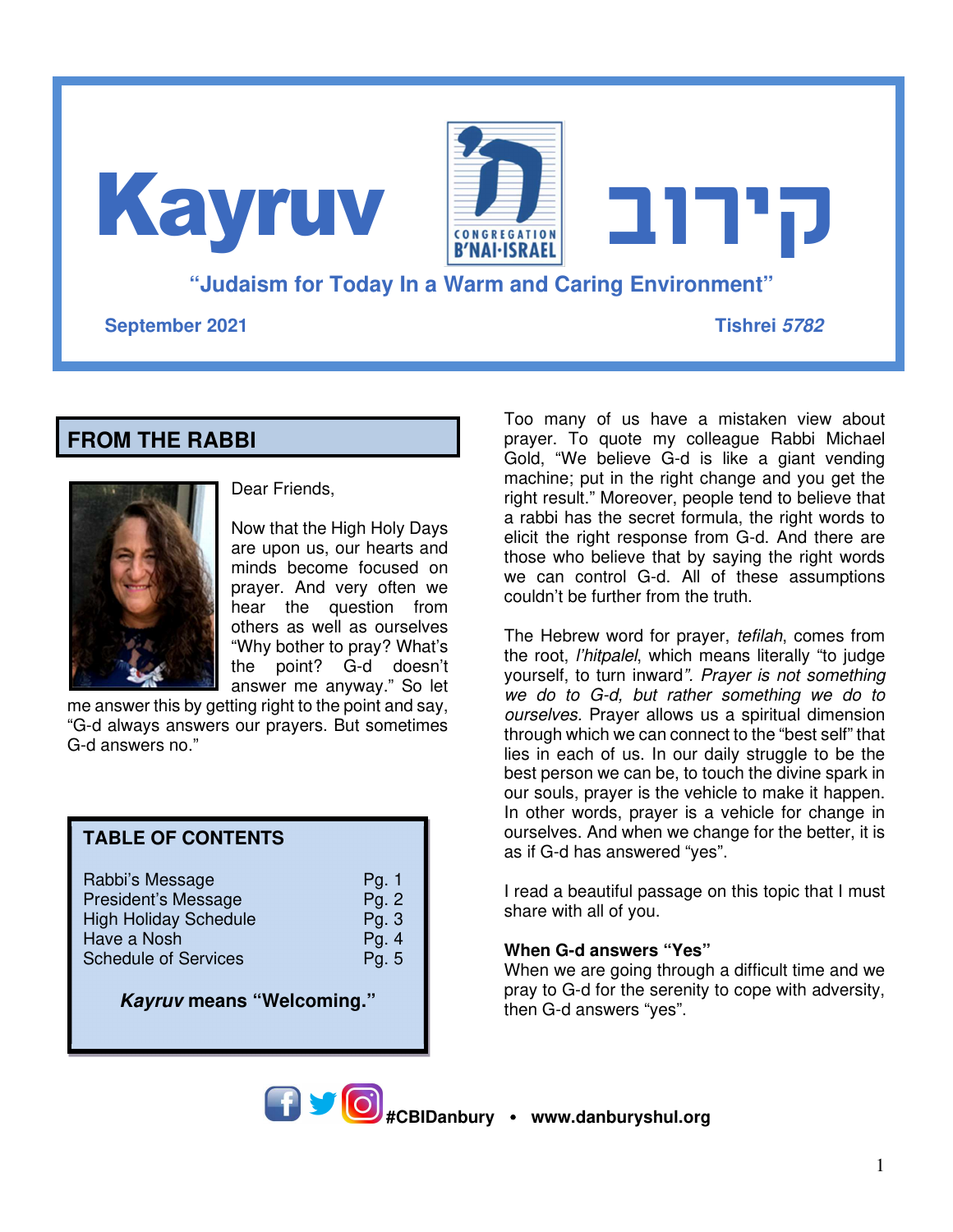# Kayruv קירוב

CONGREGATION B'NAI-ISRAEL

**"Judaism for Today In a Warm and Caring Environment"**

**September 2021** **Tishrei *5782***

## FROM THE RABBI

Dear Friends,

Now that the High Holy Days are upon us, our hearts and minds become focused on prayer. And very often we hear the question from others as well as ourselves "Why bother to pray? What's the point? G-d doesn't answer me anyway." So let me answer this by getting right to the point and say, "G-d always answers our prayers. But sometimes G-d answers no."

Too many of us have a mistaken view about prayer. To quote my colleague Rabbi Michael Gold, "We believe G-d is like a giant vending machine; put in the right change and you get the right result." Moreover, people tend to believe that a rabbi has the secret formula, the right words to elicit the right response from G-d. And there are those who believe that by saying the right words we can control G-d. All of these assumptions couldn't be further from the truth.

The Hebrew word for prayer, *tefilah*, comes from the root, *l'hitpalel*, which means literally "to judge yourself, to turn inward*". Prayer is not something we do to G-d, but rather something we do to ourselves*. Prayer allows us a spiritual dimension through which we can connect to the "best self" that lies in each of us. In our daily struggle to be the best person we can be, to touch the divine spark in our souls, prayer is the vehicle to make it happen. In other words, prayer is a vehicle for change in ourselves. And when we change for the better, it is as if G-d has answered "yes".

I read a beautiful passage on this topic that I must share with all of you.

**When G-d answers "Yes"**
When we are going through a difficult time and we pray to G-d for the serenity to cope with adversity, then G-d answers "yes".

### TABLE OF CONTENTS

| | |
|---|---|
| Rabbi's Message | Pg. 1 |
| President's Message | Pg. 2 |
| High Holiday Schedule | Pg. 3 |
| Have a Nosh | Pg. 4 |
| Schedule of Services | Pg. 5 |

***Kayruv* means "Welcoming."**

**#CBIDanbury • www.danburyshul.org**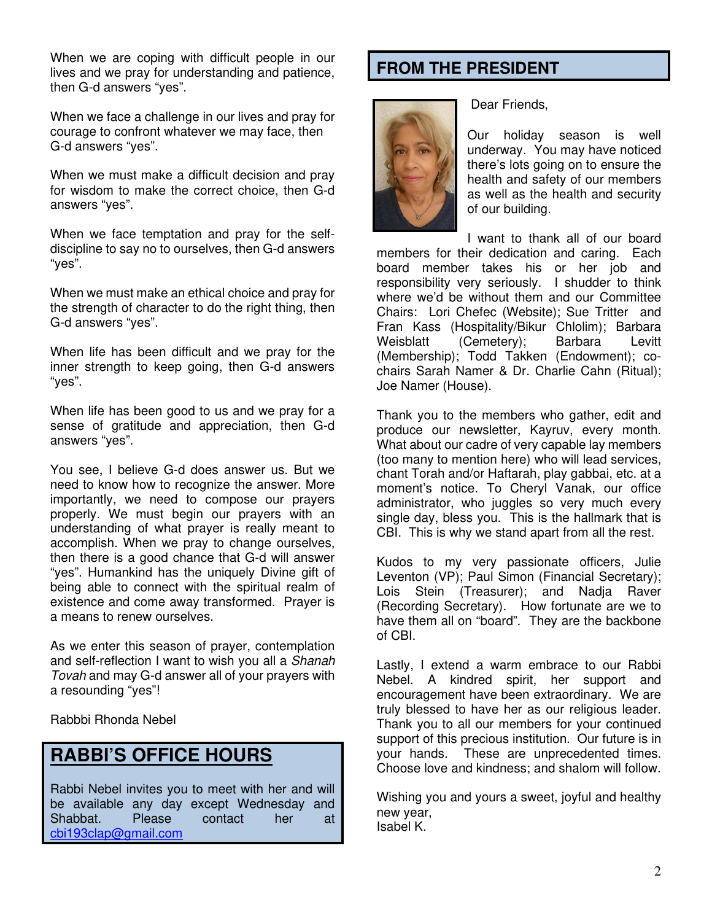When we are coping with difficult people in our lives and we pray for understanding and patience, then G-d answers “yes”.

When we face a challenge in our lives and pray for courage to confront whatever we may face, then G-d answers “yes”.

When we must make a difficult decision and pray for wisdom to make the correct choice, then G-d answers “yes”.

When we face temptation and pray for the self-discipline to say no to ourselves, then G-d answers “yes”.

When we must make an ethical choice and pray for the strength of character to do the right thing, then G-d answers “yes”.

When life has been difficult and we pray for the inner strength to keep going, then G-d answers “yes”.

When life has been good to us and we pray for a sense of gratitude and appreciation, then G-d answers “yes”.

You see, I believe G-d does answer us. But we need to know how to recognize the answer. More importantly, we need to compose our prayers properly. We must begin our prayers with an understanding of what prayer is really meant to accomplish. When we pray to change ourselves, then there is a good chance that G-d will answer “yes”. Humankind has the uniquely Divine gift of being able to connect with the spiritual realm of existence and come away transformed. Prayer is a means to renew ourselves.

As we enter this season of prayer, contemplation and self-reflection I want to wish you all a *Shanah Tovah* and may G-d answer all of your prayers with a resounding “yes”!

Rabbbi Rhonda Nebel

## RABBI’S OFFICE HOURS

Rabbi Nebel invites you to meet with her and will be available any day except Wednesday and Shabbat. Please contact her at cbi193clap@gmail.com

## FROM THE PRESIDENT

Dear Friends,

Our holiday season is well underway. You may have noticed there’s lots going on to ensure the health and safety of our members as well as the health and security of our building.

I want to thank all of our board members for their dedication and caring. Each board member takes his or her job and responsibility very seriously. I shudder to think where we’d be without them and our Committee Chairs: Lori Chefec (Website); Sue Tritter and Fran Kass (Hospitality/Bikur Chlolim); Barbara Weisblatt (Cemetery); Barbara Levitt (Membership); Todd Takken (Endowment); co-chairs Sarah Namer & Dr. Charlie Cahn (Ritual); Joe Namer (House).

Thank you to the members who gather, edit and produce our newsletter, Kayruv, every month. What about our cadre of very capable lay members (too many to mention here) who will lead services, chant Torah and/or Haftarah, play gabbai, etc. at a moment’s notice. To Cheryl Vanak, our office administrator, who juggles so very much every single day, bless you. This is the hallmark that is CBI. This is why we stand apart from all the rest.

Kudos to my very passionate officers, Julie Leventon (VP); Paul Simon (Financial Secretary); Lois Stein (Treasurer); and Nadja Raver (Recording Secretary). How fortunate are we to have them all on “board”. They are the backbone of CBI.

Lastly, I extend a warm embrace to our Rabbi Nebel. A kindred spirit, her support and encouragement have been extraordinary. We are truly blessed to have her as our religious leader. Thank you to all our members for your continued support of this precious institution. Our future is in your hands. These are unprecedented times. Choose love and kindness; and shalom will follow.

Wishing you and yours a sweet, joyful and healthy new year,
Isabel K.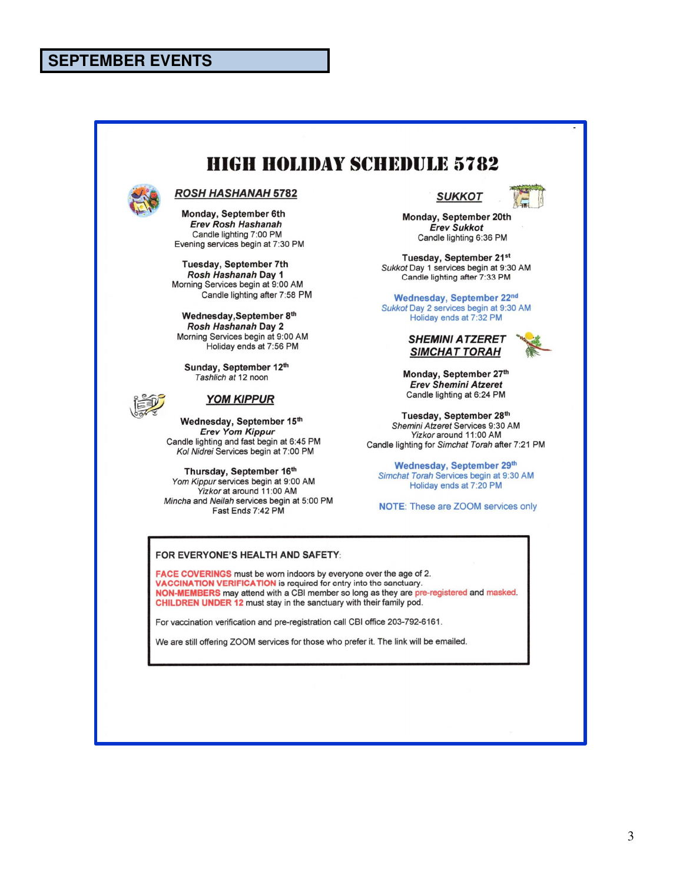## SEPTEMBER EVENTS

# HIGH HOLIDAY SCHEDULE 5782

### ROSH HASHANAH 5782

**Monday, September 6th**
***Erev Rosh Hashanah***
Candle lighting 7:00 PM
Evening services begin at 7:30 PM

**Tuesday, September 7th**
***Rosh Hashanah* Day 1**
Morning Services begin at 9:00 AM
Candle lighting after 7:58 PM

**Wednesday,September 8th**
***Rosh Hashanah* Day 2**
Morning Services begin at 9:00 AM
Holiday ends at 7:56 PM

**Sunday, September 12th**
*Tashlich* at 12 noon

### YOM KIPPUR

**Wednesday, September 15th**
***Erev Yom Kippur***
Candle lighting and fast begin at 6:45 PM
*Kol Nidrei* Services begin at 7:00 PM

**Thursday, September 16th**
*Yom Kippur* services begin at 9:00 AM
*Yizkor* at around 11:00 AM
*Mincha* and *Neilah* services begin at 5:00 PM
Fast Ends 7:42 PM

### SUKKOT

**Monday, September 20th**
***Erev Sukkot***
Candle lighting 6:36 PM

**Tuesday, September 21st**
*Sukkot* Day 1 services begin at 9:30 AM
Candle lighting after 7:33 PM

**Wednesday, September 22nd**
*Sukkot* Day 2 services begin at 9:30 AM
Holiday ends at 7:32 PM

### SHEMINI ATZERET SIMCHAT TORAH

**Monday, September 27th**
***Erev Shemini Atzeret***
Candle lighting at 6:24 PM

**Tuesday, September 28th**
*Shemini Atzeret* Services 9:30 AM
*Yizkor* around 11:00 AM
Candle lighting for *Simchat Torah* after 7:21 PM

**Wednesday, September 29th**
*Simchat Torah* Services begin at 9:30 AM
Holiday ends at 7:20 PM

**NOTE**: These are ZOOM services only

---

FOR EVERYONE'S HEALTH AND SAFETY:

**FACE COVERINGS** must be worn indoors by everyone over the age of 2.
**VACCINATION VERIFICATION** is required for entry into the sanctuary.
**NON-MEMBERS** may attend with a CBI member so long as they are pre-registered and masked.
**CHILDREN UNDER 12** must stay in the sanctuary with their family pod.

For vaccination verification and pre-registration call CBI office 203-792-6161.

We are still offering ZOOM services for those who prefer it. The link will be emailed.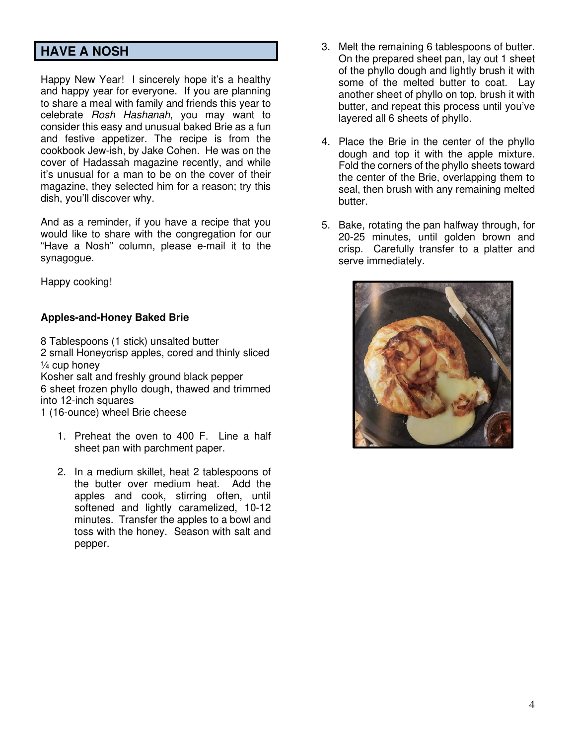## HAVE A NOSH

Happy New Year! I sincerely hope it's a healthy and happy year for everyone. If you are planning to share a meal with family and friends this year to celebrate *Rosh Hashanah*, you may want to consider this easy and unusual baked Brie as a fun and festive appetizer. The recipe is from the cookbook Jew-ish, by Jake Cohen. He was on the cover of Hadassah magazine recently, and while it's unusual for a man to be on the cover of their magazine, they selected him for a reason; try this dish, you'll discover why.

And as a reminder, if you have a recipe that you would like to share with the congregation for our "Have a Nosh" column, please e-mail it to the synagogue.

Happy cooking!

**Apples-and-Honey Baked Brie**

8 Tablespoons (1 stick) unsalted butter
2 small Honeycrisp apples, cored and thinly sliced
¼ cup honey
Kosher salt and freshly ground black pepper
6 sheet frozen phyllo dough, thawed and trimmed into 12-inch squares
1 (16-ounce) wheel Brie cheese

1. Preheat the oven to 400 F. Line a half sheet pan with parchment paper.
2. In a medium skillet, heat 2 tablespoons of the butter over medium heat. Add the apples and cook, stirring often, until softened and lightly caramelized, 10-12 minutes. Transfer the apples to a bowl and toss with the honey. Season with salt and pepper.
3. Melt the remaining 6 tablespoons of butter. On the prepared sheet pan, lay out 1 sheet of the phyllo dough and lightly brush it with some of the melted butter to coat. Lay another sheet of phyllo on top, brush it with butter, and repeat this process until you've layered all 6 sheets of phyllo.
4. Place the Brie in the center of the phyllo dough and top it with the apple mixture. Fold the corners of the phyllo sheets toward the center of the Brie, overlapping them to seal, then brush with any remaining melted butter.
5. Bake, rotating the pan halfway through, for 20-25 minutes, until golden brown and crisp. Carefully transfer to a platter and serve immediately.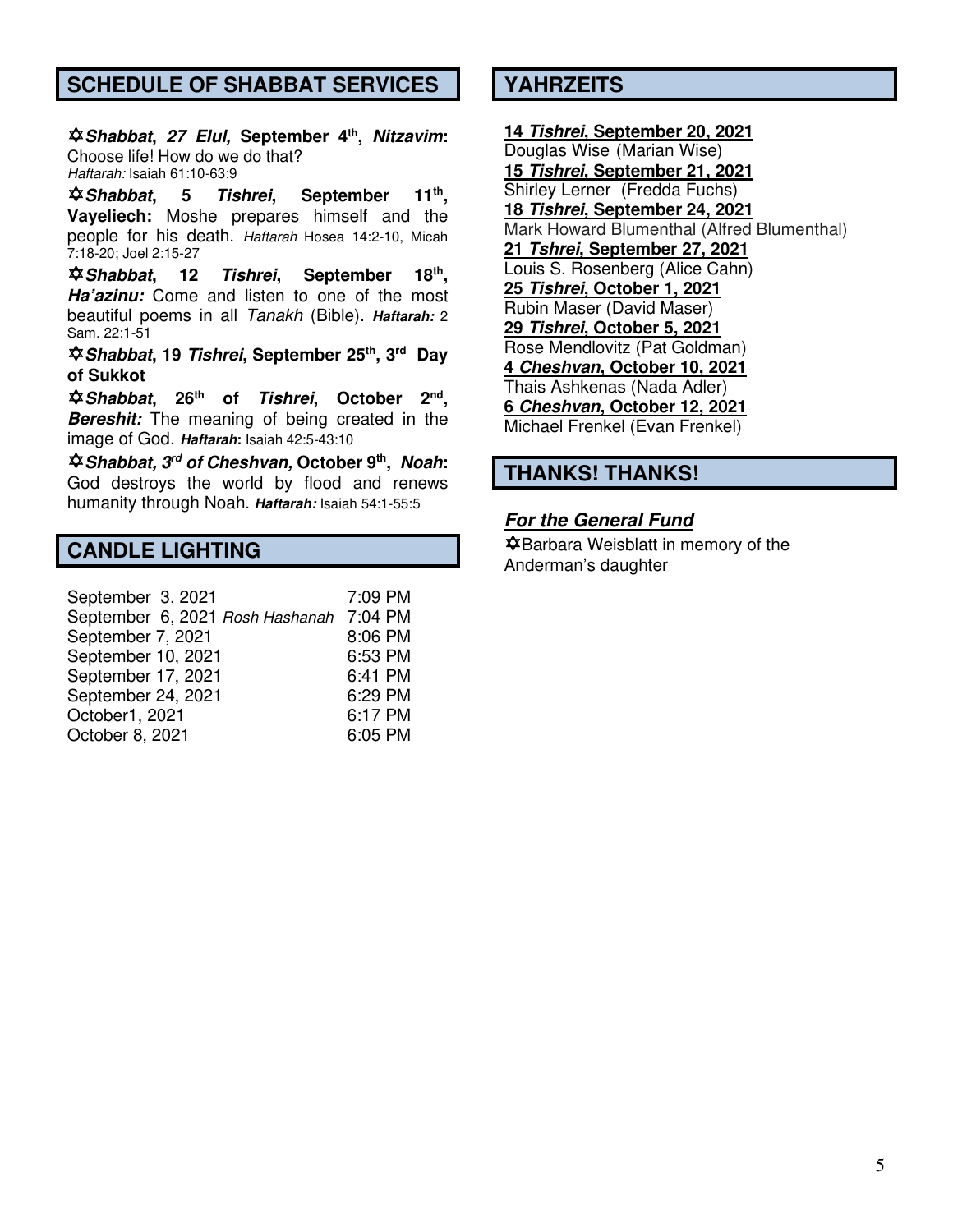## SCHEDULE OF SHABBAT SERVICES

✡***Shabbat*, *27 Elul,* September 4th, *Nitzavim*:** Choose life! How do we do that?
*Haftarah:* Isaiah 61:10-63:9

✡***Shabbat*, 5 *Tishrei*, September 11th, Vayeliech:** Moshe prepares himself and the people for his death. *Haftarah* Hosea 14:2-10, Micah 7:18-20; Joel 2:15-27

✡***Shabbat*, 12 *Tishrei*, September 18th, *Ha'azinu:*** Come and listen to one of the most beautiful poems in all *Tanakh* (Bible). ***Haftarah:*** 2 Sam. 22:1-51

✡***Shabbat*, 19 *Tishrei*, September 25th, 3rd Day of Sukkot**

✡***Shabbat*, 26th of *Tishrei*, October 2nd, *Bereshit:*** The meaning of being created in the image of God. ***Haftarah*:** Isaiah 42:5-43:10

✡***Shabbat, 3rd of Cheshvan,* October 9th, *Noah*:** God destroys the world by flood and renews humanity through Noah. ***Haftarah:*** Isaiah 54:1-55:5

## CANDLE LIGHTING

| | |
|---|---|
| September 3, 2021 | 7:09 PM |
| September 6, 2021 *Rosh Hashanah* | 7:04 PM |
| September 7, 2021 | 8:06 PM |
| September 10, 2021 | 6:53 PM |
| September 17, 2021 | 6:41 PM |
| September 24, 2021 | 6:29 PM |
| October1, 2021 | 6:17 PM |
| October 8, 2021 | 6:05 PM |

## YAHRZEITS

**14 *Tishrei*, September 20, 2021**
Douglas Wise (Marian Wise)
**15 *Tishrei*, September 21, 2021**
Shirley Lerner (Fredda Fuchs)
**18 *Tishrei*, September 24, 2021**
Mark Howard Blumenthal (Alfred Blumenthal)
**21 *Tshrei*, September 27, 2021**
Louis S. Rosenberg (Alice Cahn)
**25 *Tishrei*, October 1, 2021**
Rubin Maser (David Maser)
**29 *Tishrei*, October 5, 2021**
Rose Mendlovitz (Pat Goldman)
**4 *Cheshvan*, October 10, 2021**
Thais Ashkenas (Nada Adler)
**6 *Cheshvan*, October 12, 2021**
Michael Frenkel (Evan Frenkel)

## THANKS! THANKS!

***For the General Fund***

✡Barbara Weisblatt in memory of the Anderman's daughter